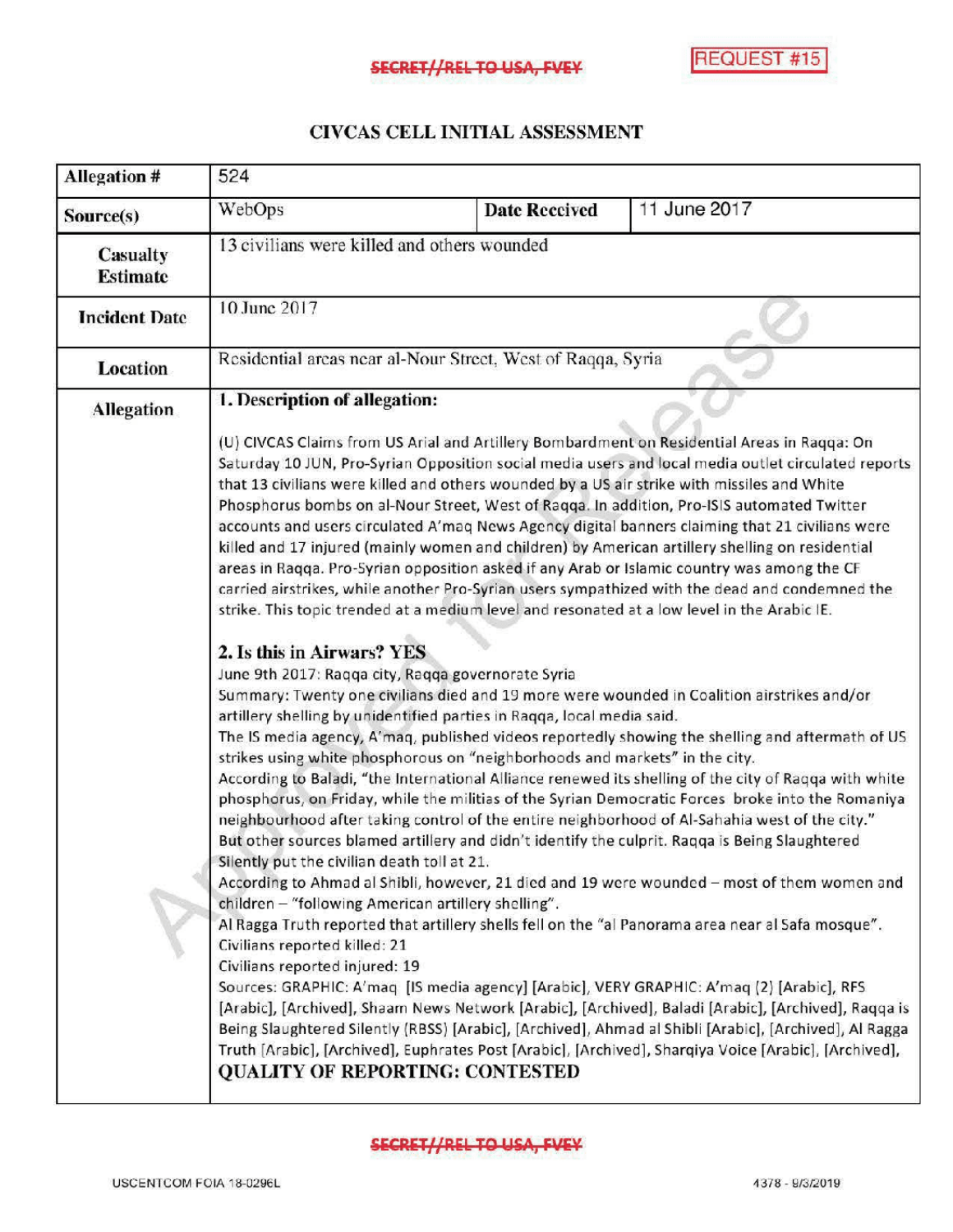SECRET//REL TO USA, FVEY

REQUEST #15

# CIVCAS CELL INITIAL ASSESSMENT

| Allegation # | 524 | | |
|---|---|---|---|
| Source(s) | WebOps | Date Received | 11 June 2017 |
| Casualty Estimate | 13 civilians were killed and others wounded | | |
| Incident Date | 10 June 2017 | | |
| Location | Residential areas near al-Nour Street, West of Raqqa, Syria | | |

**Allegation**

**1. Description of allegation:**

(U) CIVCAS Claims from US Arial and Artillery Bombardment on Residential Areas in Raqqa: On Saturday 10 JUN, Pro-Syrian Opposition social media users and local media outlet circulated reports that 13 civilians were killed and others wounded by a US air strike with missiles and White Phosphorus bombs on al-Nour Street, West of Raqqa. In addition, Pro-ISIS automated Twitter accounts and users circulated A'maq News Agency digital banners claiming that 21 civilians were killed and 17 injured (mainly women and children) by American artillery shelling on residential areas in Raqqa. Pro-Syrian opposition asked if any Arab or Islamic country was among the CF carried airstrikes, while another Pro-Syrian users sympathized with the dead and condemned the strike. This topic trended at a medium level and resonated at a low level in the Arabic IE.

**2. Is this in Airwars? YES**

June 9th 2017: Raqqa city, Raqqa governorate Syria

Summary: Twenty one civilians died and 19 more were wounded in Coalition airstrikes and/or artillery shelling by unidentified parties in Raqqa, local media said.

The IS media agency, A'maq, published videos reportedly showing the shelling and aftermath of US strikes using white phosphorous on "neighborhoods and markets" in the city.

According to Baladi, "the International Alliance renewed its shelling of the city of Raqqa with white phosphorus, on Friday, while the militias of the Syrian Democratic Forces broke into the Romaniya neighbourhood after taking control of the entire neighborhood of Al-Sahahia west of the city."

But other sources blamed artillery and didn't identify the culprit. Raqqa is Being Slaughtered Silently put the civilian death toll at 21.

According to Ahmad al Shibli, however, 21 died and 19 were wounded – most of them women and children – "following American artillery shelling".

Al Ragga Truth reported that artillery shells fell on the "al Panorama area near al Safa mosque".

Civilians reported killed: 21

Civilians reported injured: 19

Sources: GRAPHIC: A'maq [IS media agency] [Arabic], VERY GRAPHIC: A'maq (2) [Arabic], RFS [Arabic], [Archived], Shaam News Network [Arabic], [Archived], Baladi [Arabic], [Archived], Raqqa is Being Slaughtered Silently (RBSS) [Arabic], [Archived], Ahmad al Shibli [Arabic], [Archived], Al Ragga Truth [Arabic], [Archived], Euphrates Post [Arabic], [Archived], Sharqiya Voice [Arabic], [Archived],

**QUALITY OF REPORTING: CONTESTED**

SECRET//REL TO USA, FVEY

USCENTCOM FOIA 18-0296L

4378 - 9/3/2019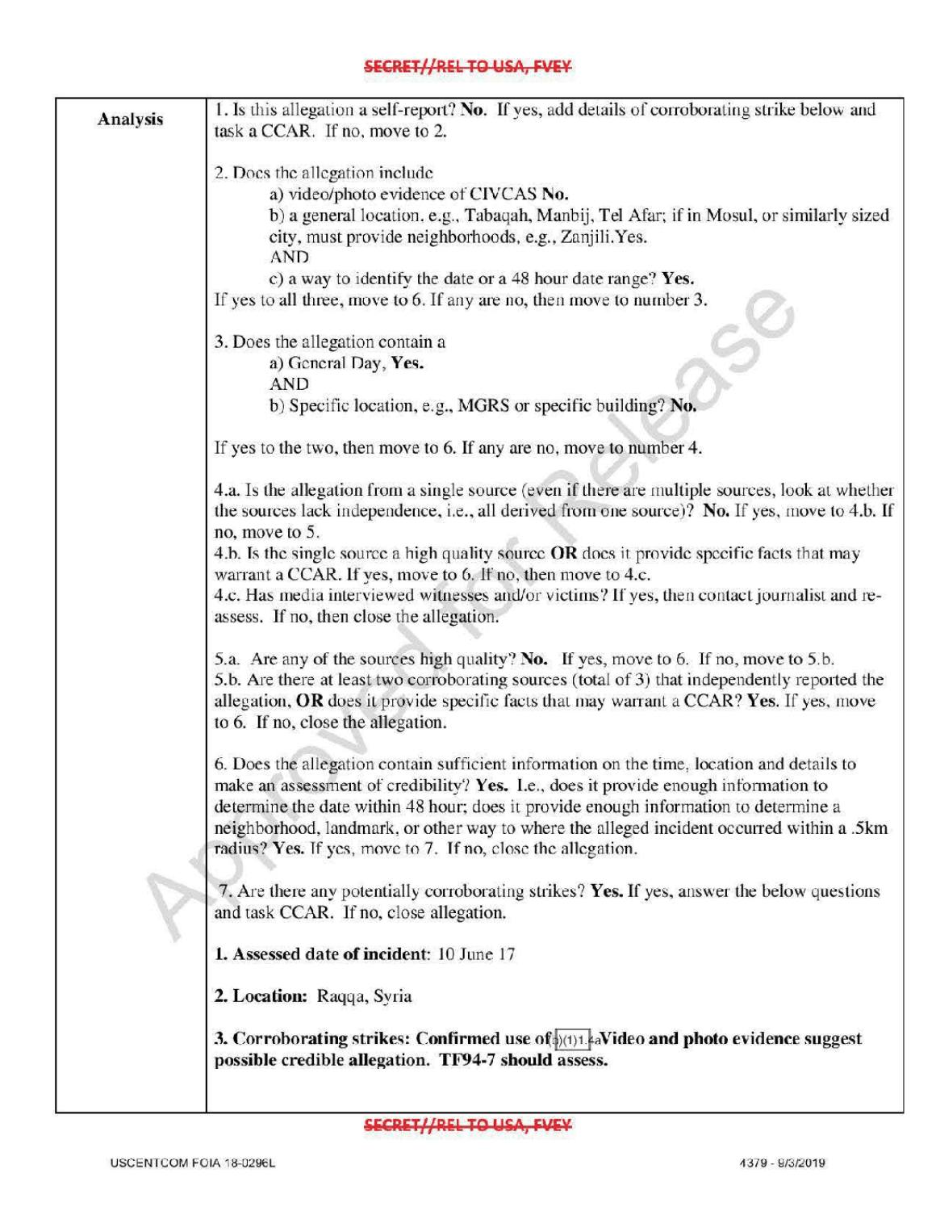**SECRET//REL TO USA, FVEY**

| **Analysis** | 1. Is this allegation a self-report? **No.** If yes, add details of corroborating strike below and task a CCAR. If no, move to 2.<br><br>2. Does the allegation include<br>a) video/photo evidence of CIVCAS **No.**<br>b) a general location. e.g., Tabaqah, Manbij, Tel Afar; if in Mosul, or similarly sized city, must provide neighborhoods, e.g., Zanjili.Yes.<br>AND<br>c) a way to identify the date or a 48 hour date range? **Yes.**<br>If yes to all three, move to 6. If any are no, then move to number 3.<br><br>3. Does the allegation contain a<br>a) General Day, **Yes.**<br>AND<br>b) Specific location, e.g., MGRS or specific building? **No.**<br><br>If yes to the two, then move to 6. If any are no, move to number 4.<br><br>4.a. Is the allegation from a single source (even if there are multiple sources, look at whether the sources lack independence, i.e., all derived from one source)? **No.** If yes, move to 4.b. If no, move to 5.<br>4.b. Is the single source a high quality source **OR** does it provide specific facts that may warrant a CCAR. If yes, move to 6. If no, then move to 4.c.<br>4.c. Has media interviewed witnesses and/or victims? If yes, then contact journalist and re-assess. If no, then close the allegation.<br><br>5.a. Are any of the sources high quality? **No.** If yes, move to 6. If no, move to 5.b.<br>5.b. Are there at least two corroborating sources (total of 3) that independently reported the allegation, **OR** does it provide specific facts that may warrant a CCAR? **Yes.** If yes, move to 6. If no, close the allegation.<br><br>6. Does the allegation contain sufficient information on the time, location and details to make an assessment of credibility? **Yes.** I.e., does it provide enough information to determine the date within 48 hour; does it provide enough information to determine a neighborhood, landmark, or other way to where the alleged incident occurred within a .5km radius? **Yes.** If yes, move to 7. If no, close the allegation.<br><br>7. Are there any potentially corroborating strikes? **Yes.** If yes, answer the below questions and task CCAR. If no, close allegation.<br><br>**1. Assessed date of incident**: 10 June 17<br><br>**2. Location:** Raqqa, Syria<br><br>**3. Corroborating strikes: Confirmed use of** (b)(1)1.4a **Video and photo evidence suggest possible credible allegation. TF94-7 should assess.** |
|---|---|

**SECRET//REL TO USA, FVEY**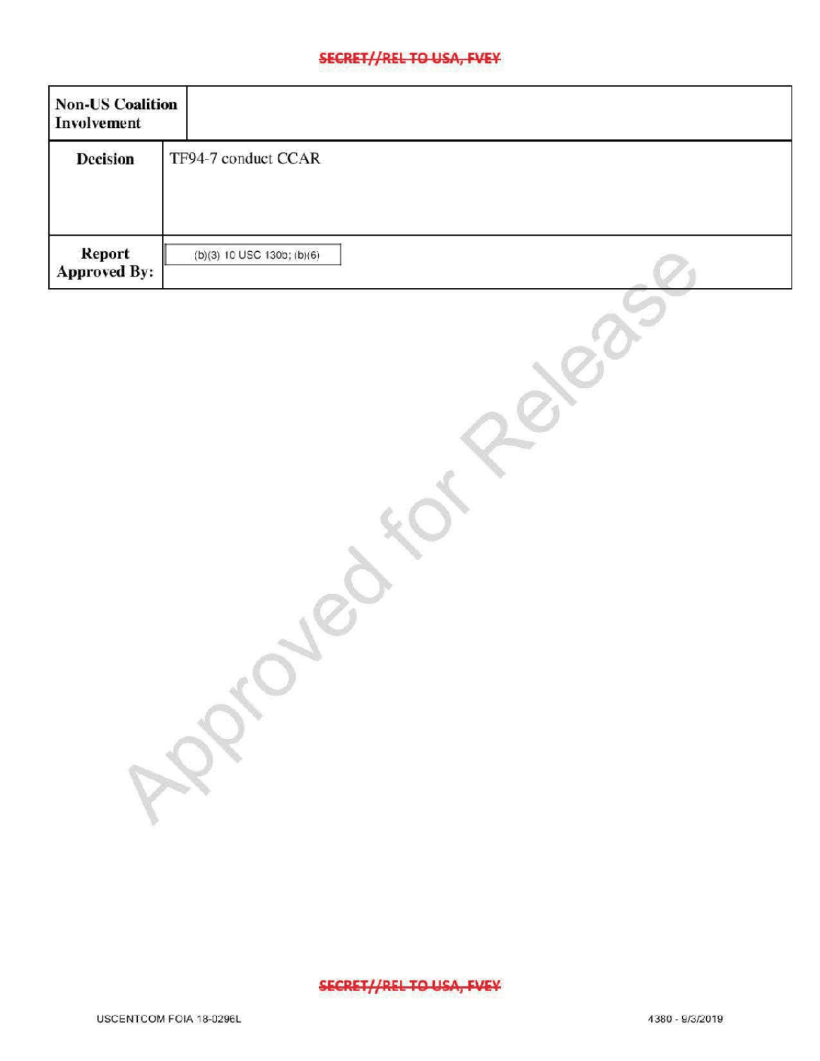SECRET//REL TO USA, FVEY

| | |
|---|---|
| **Non-US Coalition Involvement** | |
| **Decision** | TF94-7 conduct CCAR |
| **Report Approved By:** | (b)(3) 10 USC 130b; (b)(6) |

SECRET//REL TO USA, FVEY

USCENTCOM FOIA 18-0296L

4380 - 9/3/2019